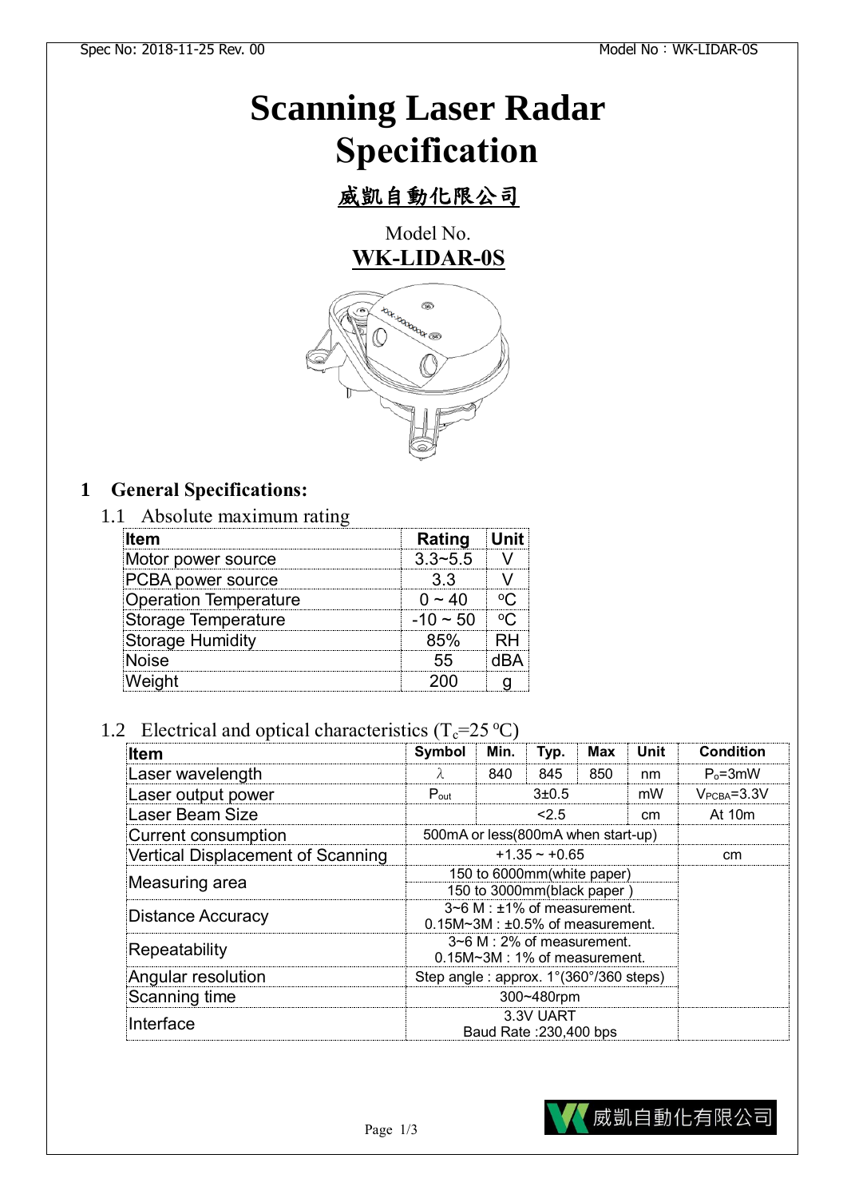# Scanning Laser Radar Specification

## 威凱自動化限公司

Model No.
**WK-LIDAR-0S**

## 1 General Specifications:

### 1.1 Absolute maximum rating

| Item | Rating | Unit |
|---|---|---|
| Motor power source | 3.3~5.5 | V |
| PCBA power source | 3.3 | V |
| Operation Temperature | 0 ~ 40 | °C |
| Storage Temperature | -10 ~ 50 | °C |
| Storage Humidity | 85% | RH |
| Noise | 55 | dBA |
| Weight | 200 | g |

### 1.2 Electrical and optical characteristics ($T_c$=25 °C)

| Item | Symbol | Min. | Typ. | Max | Unit | Condition |
|---|---|---|---|---|---|---|
| Laser wavelength | $\lambda$ | 840 | 845 | 850 | nm | $P_o$=3mW |
| Laser output power | $P_{out}$ | | 3±0.5 | | mW | $V_{PCBA}$=3.3V |
| Laser Beam Size | | | <2.5 | | cm | At 10m |
| Current consumption | 500mA or less(800mA when start-up) | | | | | |
| Vertical Displacement of Scanning | +1.35 ~ +0.65 | | | | | cm |
| Measuring area | 150 to 6000mm(white paper)<br>150 to 3000mm(black paper ) | | | | | |
| Distance Accuracy | 3~6 M : ±1% of measurement.<br>0.15M~3M : ±0.5% of measurement. | | | | | |
| Repeatability | 3~6 M : 2% of measurement.<br>0.15M~3M : 1% of measurement. | | | | | |
| Angular resolution | Step angle : approx. 1°(360°/360 steps) | | | | | |
| Scanning time | 300~480rpm | | | | | |
| Interface | 3.3V UART<br>Baud Rate :230,400 bps | | | | | |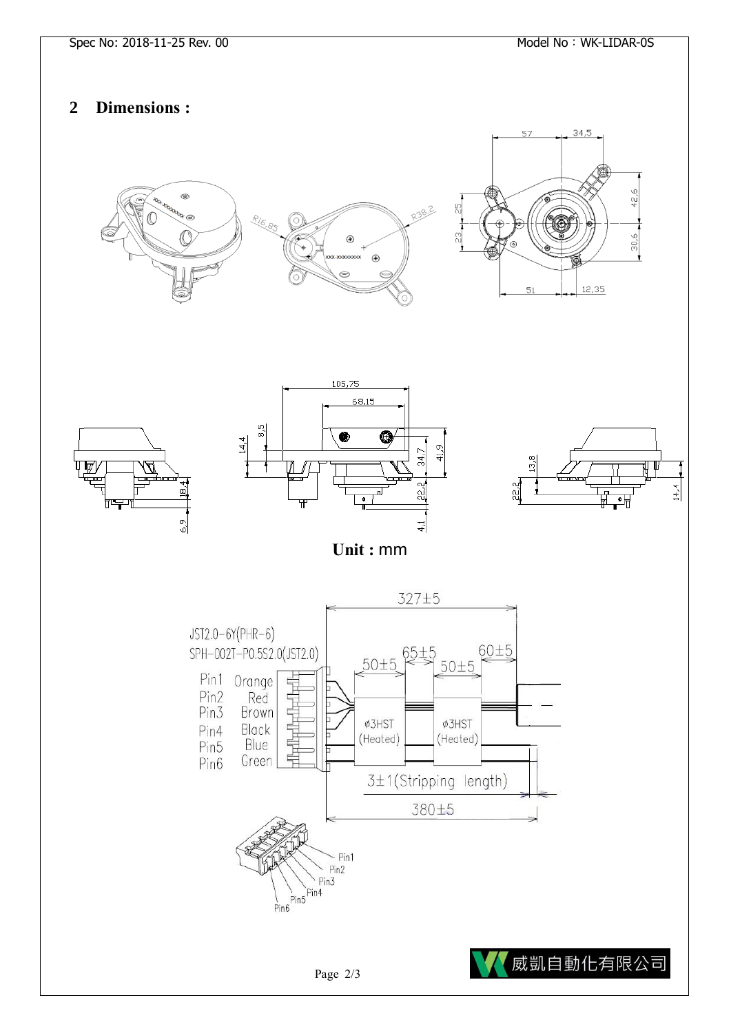## 2 Dimensions :

57 34,5

42,6

25

23

30,6

51 12,35

R16,85 R38,2

105,75

68,15

14,4 8,5

34,7 41,9

22,2

4,1

18,4

6,9

13,8

22,2

14,4

**Unit :** mm

327±5

JST2.0-6Y(PHR-6)

SPH-002T-P0.5S2.0(JST2.0)

50±5 65±5 50±5 60±5

| Pin | Color |
|---|---|
| Pin1 | Orange |
| Pin2 | Red |
| Pin3 | Brown |
| Pin4 | Black |
| Pin5 | Blue |
| Pin6 | Green |

φ3HST (Heated) φ3HST (Heated)

3±1(Stripping length)

380±5

Pin1 Pin2 Pin3 Pin4 Pin5 Pin6

威凱自動化有限公司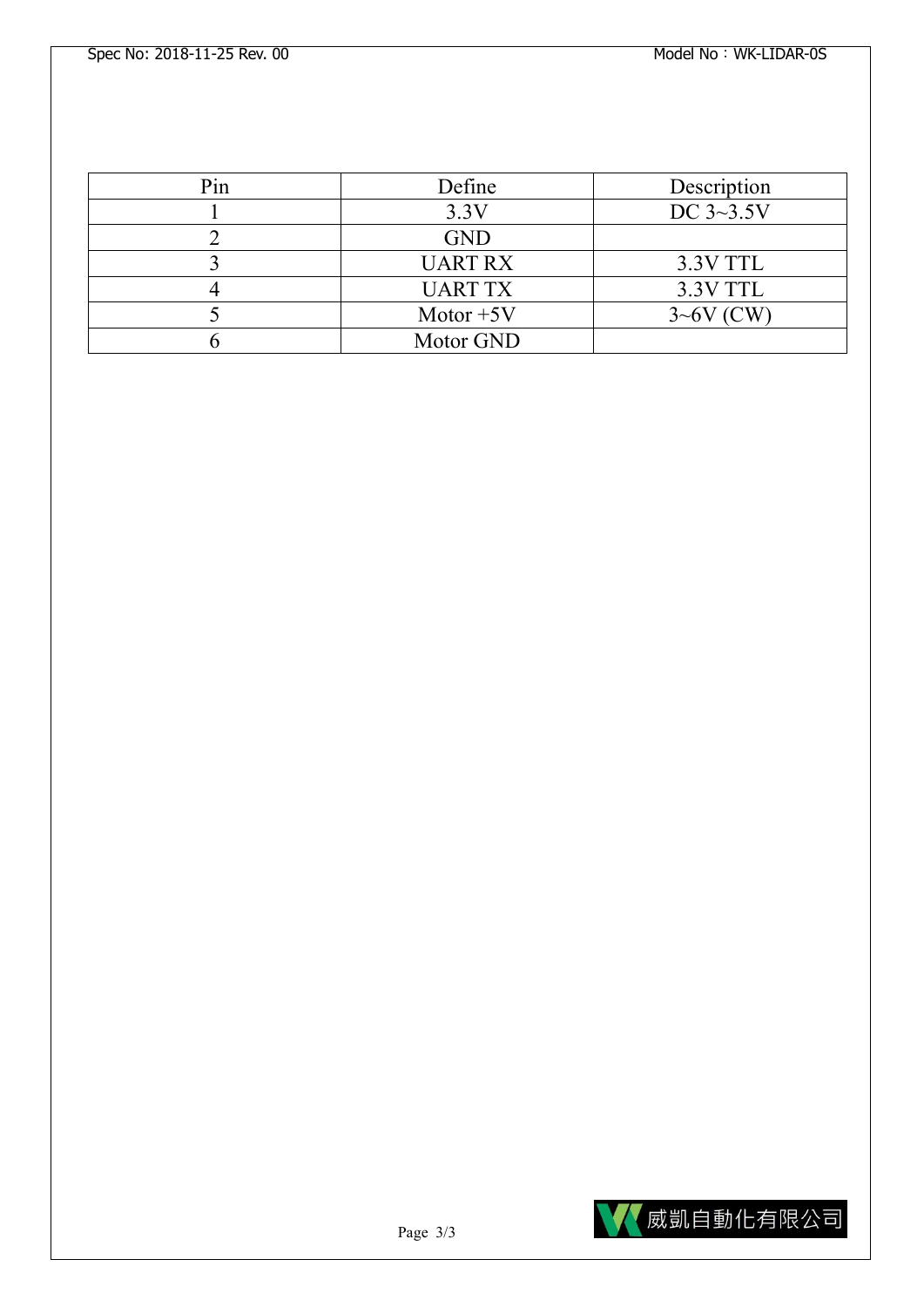| Pin | Define | Description |
|---|---|---|
| 1 | 3.3V | DC 3~3.5V |
| 2 | GND | |
| 3 | UART RX | 3.3V TTL |
| 4 | UART TX | 3.3V TTL |
| 5 | Motor +5V | 3~6V (CW) |
| 6 | Motor GND | |